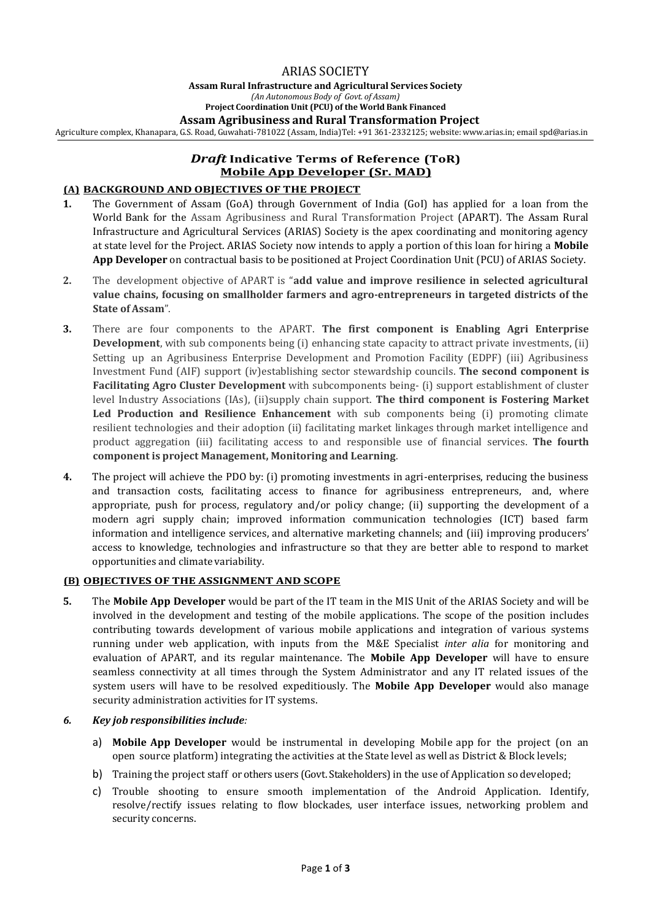# ARIAS SOCIETY

**Assam Rural Infrastructure and Agricultural Services Society**

*(An Autonomous Body of Govt. of Assam)*

**Project Coordination Unit (PCU) of the World Bank Financed**

**Assam Agribusiness and Rural Transformation Project**

Agriculture complex, Khanapara, G.S. Road, Guwahati-781022 (Assam, India)Tel: +91 361-2332125; website: www.arias.in; email spd@arias.in

## ***Draft* Indicative Terms of Reference (ToR)**
## **Mobile App Developer (Sr. MAD)**

### (A) BACKGROUND AND OBJECTIVES OF THE PROJECT

**1.** The Government of Assam (GoA) through Government of India (GoI) has applied for a loan from the World Bank for the Assam Agribusiness and Rural Transformation Project (APART). The Assam Rural Infrastructure and Agricultural Services (ARIAS) Society is the apex coordinating and monitoring agency at state level for the Project. ARIAS Society now intends to apply a portion of this loan for hiring a **Mobile App Developer** on contractual basis to be positioned at Project Coordination Unit (PCU) of ARIAS Society.

**2.** The development objective of APART is "**add value and improve resilience in selected agricultural value chains, focusing on smallholder farmers and agro-entrepreneurs in targeted districts of the State of Assam**".

**3.** There are four components to the APART. **The first component is Enabling Agri Enterprise Development**, with sub components being (i) enhancing state capacity to attract private investments, (ii) Setting up an Agribusiness Enterprise Development and Promotion Facility (EDPF) (iii) Agribusiness Investment Fund (AIF) support (iv)establishing sector stewardship councils. **The second component is Facilitating Agro Cluster Development** with subcomponents being- (i) support establishment of cluster level Industry Associations (IAs), (ii)supply chain support. **The third component is Fostering Market Led Production and Resilience Enhancement** with sub components being (i) promoting climate resilient technologies and their adoption (ii) facilitating market linkages through market intelligence and product aggregation (iii) facilitating access to and responsible use of financial services. **The fourth component is project Management, Monitoring and Learning**.

**4.** The project will achieve the PDO by: (i) promoting investments in agri-enterprises, reducing the business and transaction costs, facilitating access to finance for agribusiness entrepreneurs, and, where appropriate, push for process, regulatory and/or policy change; (ii) supporting the development of a modern agri supply chain; improved information communication technologies (ICT) based farm information and intelligence services, and alternative marketing channels; and (iii) improving producers' access to knowledge, technologies and infrastructure so that they are better able to respond to market opportunities and climate variability.

### (B) OBJECTIVES OF THE ASSIGNMENT AND SCOPE

**5.** The **Mobile App Developer** would be part of the IT team in the MIS Unit of the ARIAS Society and will be involved in the development and testing of the mobile applications. The scope of the position includes contributing towards development of various mobile applications and integration of various systems running under web application, with inputs from the M&E Specialist *inter alia* for monitoring and evaluation of APART, and its regular maintenance. The **Mobile App Developer** will have to ensure seamless connectivity at all times through the System Administrator and any IT related issues of the system users will have to be resolved expeditiously. The **Mobile App Developer** would also manage security administration activities for IT systems.

***6. Key job responsibilities include:***

a) **Mobile App Developer** would be instrumental in developing Mobile app for the project (on an open source platform) integrating the activities at the State level as well as District & Block levels;

b) Training the project staff or others users (Govt. Stakeholders) in the use of Application so developed;

c) Trouble shooting to ensure smooth implementation of the Android Application. Identify, resolve/rectify issues relating to flow blockades, user interface issues, networking problem and security concerns.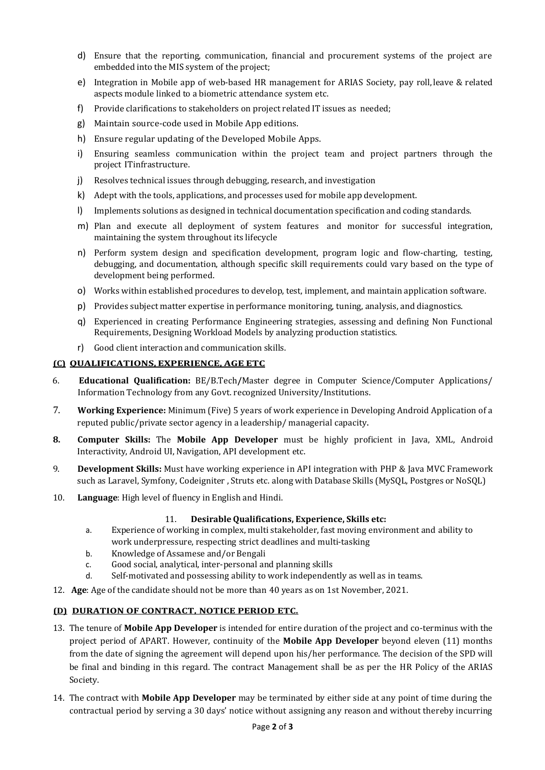d) Ensure that the reporting, communication, financial and procurement systems of the project are embedded into the MIS system of the project;

e) Integration in Mobile app of web-based HR management for ARIAS Society, pay roll, leave & related aspects module linked to a biometric attendance system etc.

f) Provide clarifications to stakeholders on project related IT issues as needed;

g) Maintain source-code used in Mobile App editions.

h) Ensure regular updating of the Developed Mobile Apps.

i) Ensuring seamless communication within the project team and project partners through the project ITinfrastructure.

j) Resolves technical issues through debugging, research, and investigation

k) Adept with the tools, applications, and processes used for mobile app development.

l) Implements solutions as designed in technical documentation specification and coding standards.

m) Plan and execute all deployment of system features and monitor for successful integration, maintaining the system throughout its lifecycle

n) Perform system design and specification development, program logic and flow-charting, testing, debugging, and documentation, although specific skill requirements could vary based on the type of development being performed.

o) Works within established procedures to develop, test, implement, and maintain application software.

p) Provides subject matter expertise in performance monitoring, tuning, analysis, and diagnostics.

q) Experienced in creating Performance Engineering strategies, assessing and defining Non Functional Requirements, Designing Workload Models by analyzing production statistics.

r) Good client interaction and communication skills.

## (C) QUALIFICATIONS, EXPERIENCE, AGE ETC

6. **Educational Qualification:** BE/B.Tech/Master degree in Computer Science/Computer Applications/ Information Technology from any Govt. recognized University/Institutions.

7. **Working Experience:** Minimum (Five) 5 years of work experience in Developing Android Application of a reputed public/private sector agency in a leadership/ managerial capacity.

8. **Computer Skills:** The **Mobile App Developer** must be highly proficient in Java, XML, Android Interactivity, Android UI, Navigation, API development etc.

9. **Development Skills:** Must have working experience in API integration with PHP & Java MVC Framework such as Laravel, Symfony, Codeigniter , Struts etc. along with Database Skills (MySQL, Postgres or NoSQL)

10. **Language**: High level of fluency in English and Hindi.

11. **Desirable Qualifications, Experience, Skills etc:**
    a. Experience of working in complex, multi stakeholder, fast moving environment and ability to work underpressure, respecting strict deadlines and multi-tasking
    b. Knowledge of Assamese and/or Bengali
    c. Good social, analytical, inter-personal and planning skills
    d. Self-motivated and possessing ability to work independently as well as in teams.

12. **Age**: Age of the candidate should not be more than 40 years as on 1st November, 2021.

## (D) DURATION OF CONTRACT, NOTICE PERIOD ETC.

13. The tenure of **Mobile App Developer** is intended for entire duration of the project and co-terminus with the project period of APART. However, continuity of the **Mobile App Developer** beyond eleven (11) months from the date of signing the agreement will depend upon his/her performance. The decision of the SPD will be final and binding in this regard. The contract Management shall be as per the HR Policy of the ARIAS Society.

14. The contract with **Mobile App Developer** may be terminated by either side at any point of time during the contractual period by serving a 30 days' notice without assigning any reason and without thereby incurring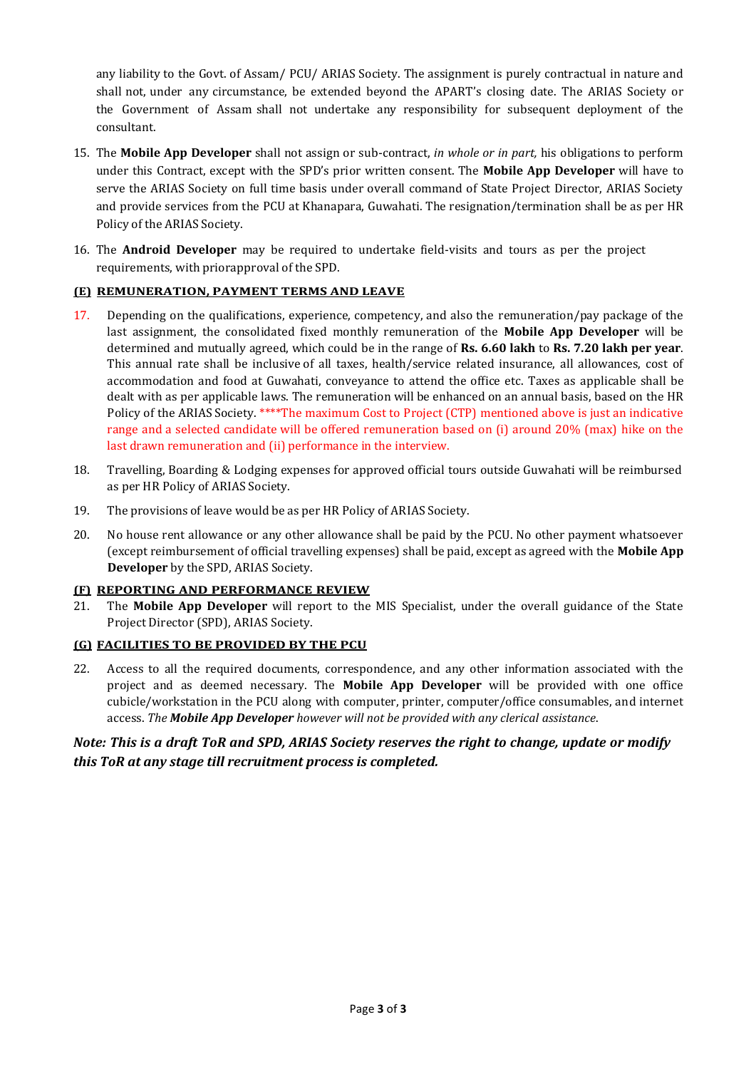any liability to the Govt. of Assam/ PCU/ ARIAS Society. The assignment is purely contractual in nature and shall not, under any circumstance, be extended beyond the APART's closing date. The ARIAS Society or the Government of Assam shall not undertake any responsibility for subsequent deployment of the consultant.

15. The **Mobile App Developer** shall not assign or sub-contract, *in whole or in part,* his obligations to perform under this Contract, except with the SPD's prior written consent. The **Mobile App Developer** will have to serve the ARIAS Society on full time basis under overall command of State Project Director, ARIAS Society and provide services from the PCU at Khanapara, Guwahati. The resignation/termination shall be as per HR Policy of the ARIAS Society.

16. The **Android Developer** may be required to undertake field-visits and tours as per the project requirements, with priorapproval of the SPD.

**(E) REMUNERATION, PAYMENT TERMS AND LEAVE**

17. Depending on the qualifications, experience, competency, and also the remuneration/pay package of the last assignment, the consolidated fixed monthly remuneration of the **Mobile App Developer** will be determined and mutually agreed, which could be in the range of **Rs. 6.60 lakh** to **Rs. 7.20 lakh per year**. This annual rate shall be inclusive of all taxes, health/service related insurance, all allowances, cost of accommodation and food at Guwahati, conveyance to attend the office etc. Taxes as applicable shall be dealt with as per applicable laws. The remuneration will be enhanced on an annual basis, based on the HR Policy of the ARIAS Society. ****The maximum Cost to Project (CTP) mentioned above is just an indicative range and a selected candidate will be offered remuneration based on (i) around 20% (max) hike on the last drawn remuneration and (ii) performance in the interview.

18. Travelling, Boarding & Lodging expenses for approved official tours outside Guwahati will be reimbursed as per HR Policy of ARIAS Society.

19. The provisions of leave would be as per HR Policy of ARIAS Society.

20. No house rent allowance or any other allowance shall be paid by the PCU. No other payment whatsoever (except reimbursement of official travelling expenses) shall be paid, except as agreed with the **Mobile App Developer** by the SPD, ARIAS Society.

**(F) REPORTING AND PERFORMANCE REVIEW**

21. The **Mobile App Developer** will report to the MIS Specialist, under the overall guidance of the State Project Director (SPD), ARIAS Society.

**(G) FACILITIES TO BE PROVIDED BY THE PCU**

22. Access to all the required documents, correspondence, and any other information associated with the project and as deemed necessary. The **Mobile App Developer** will be provided with one office cubicle/workstation in the PCU along with computer, printer, computer/office consumables, and internet access. *The **Mobile App Developer** however will not be provided with any clerical assistance*.

***Note: This is a draft ToR and SPD, ARIAS Society reserves the right to change, update or modify this ToR at any stage till recruitment process is completed.***